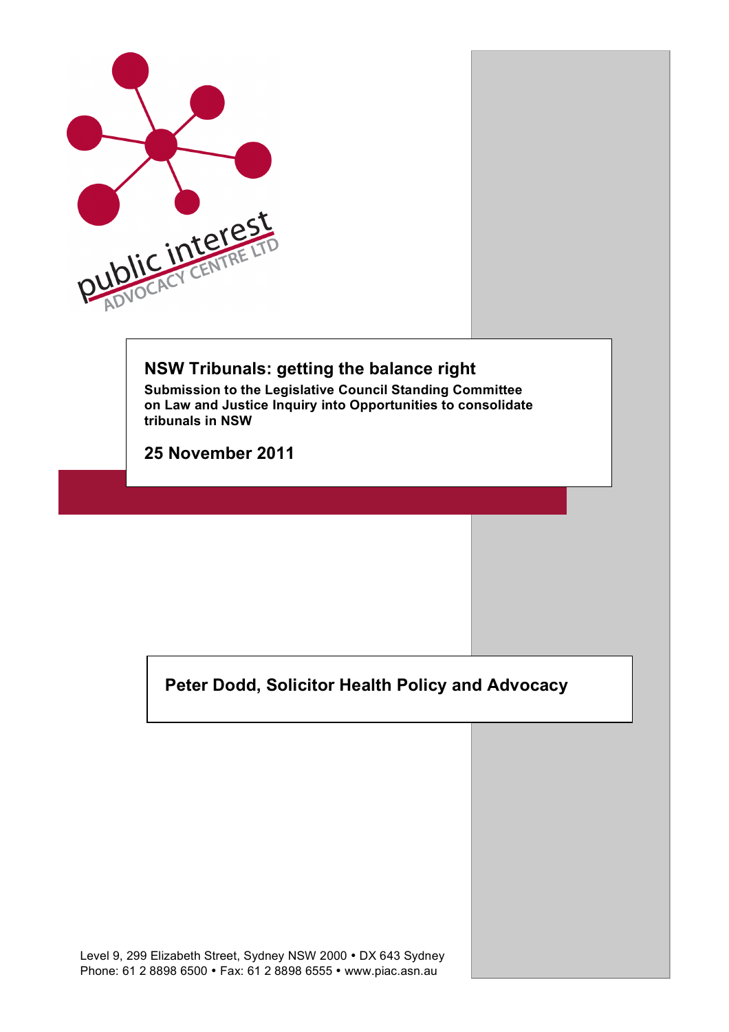# NSW Tribunals: getting the balance right

**Submission to the Legislative Council Standing Committee on Law and Justice Inquiry into Opportunities to consolidate tribunals in NSW**

## 25 November 2011

**Peter Dodd, Solicitor Health Policy and Advocacy**

Level 9, 299 Elizabeth Street, Sydney NSW 2000 • DX 643 Sydney
Phone: 61 2 8898 6500 • Fax: 61 2 8898 6555 • www.piac.asn.au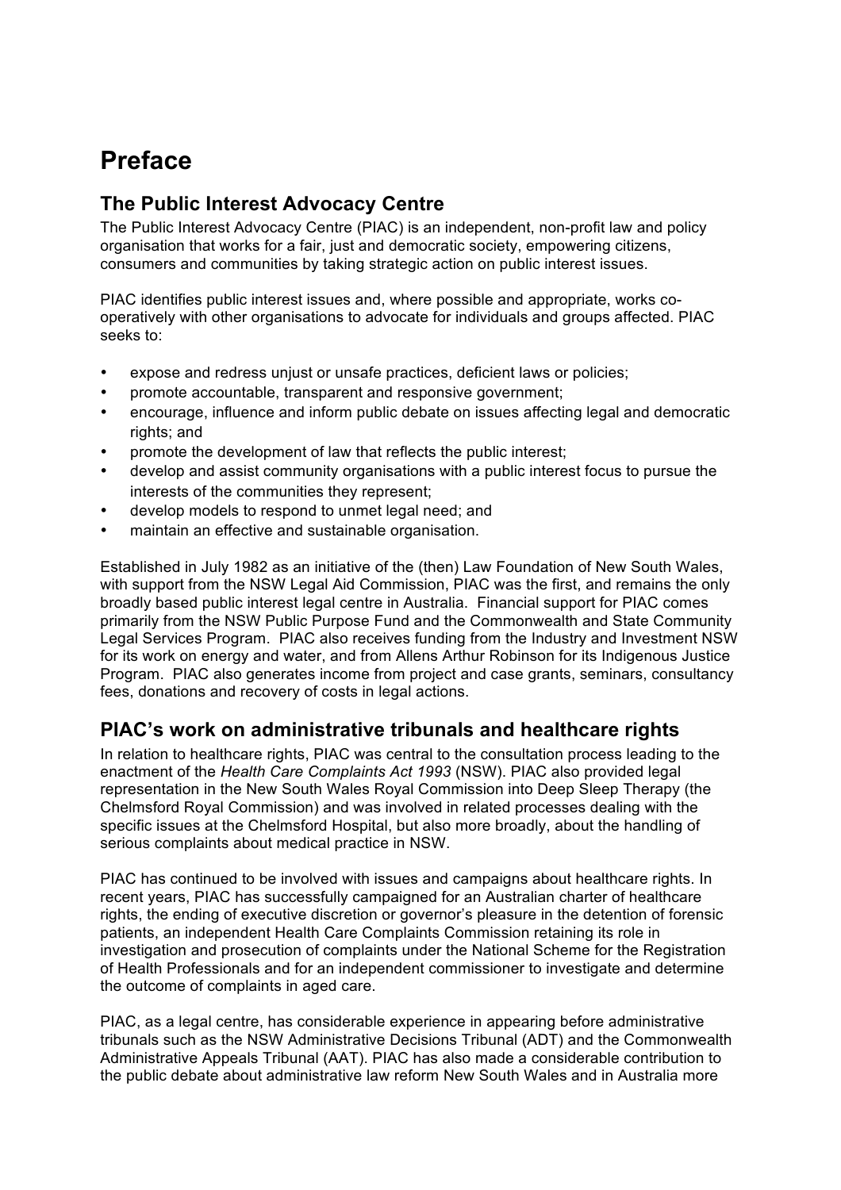# Preface

## The Public Interest Advocacy Centre

The Public Interest Advocacy Centre (PIAC) is an independent, non-profit law and policy organisation that works for a fair, just and democratic society, empowering citizens, consumers and communities by taking strategic action on public interest issues.

PIAC identifies public interest issues and, where possible and appropriate, works co-operatively with other organisations to advocate for individuals and groups affected. PIAC seeks to:

- expose and redress unjust or unsafe practices, deficient laws or policies;
- promote accountable, transparent and responsive government;
- encourage, influence and inform public debate on issues affecting legal and democratic rights; and
- promote the development of law that reflects the public interest;
- develop and assist community organisations with a public interest focus to pursue the interests of the communities they represent;
- develop models to respond to unmet legal need; and
- maintain an effective and sustainable organisation.

Established in July 1982 as an initiative of the (then) Law Foundation of New South Wales, with support from the NSW Legal Aid Commission, PIAC was the first, and remains the only broadly based public interest legal centre in Australia. Financial support for PIAC comes primarily from the NSW Public Purpose Fund and the Commonwealth and State Community Legal Services Program. PIAC also receives funding from the Industry and Investment NSW for its work on energy and water, and from Allens Arthur Robinson for its Indigenous Justice Program. PIAC also generates income from project and case grants, seminars, consultancy fees, donations and recovery of costs in legal actions.

## PIAC's work on administrative tribunals and healthcare rights

In relation to healthcare rights, PIAC was central to the consultation process leading to the enactment of the *Health Care Complaints Act 1993* (NSW). PIAC also provided legal representation in the New South Wales Royal Commission into Deep Sleep Therapy (the Chelmsford Royal Commission) and was involved in related processes dealing with the specific issues at the Chelmsford Hospital, but also more broadly, about the handling of serious complaints about medical practice in NSW.

PIAC has continued to be involved with issues and campaigns about healthcare rights. In recent years, PIAC has successfully campaigned for an Australian charter of healthcare rights, the ending of executive discretion or governor's pleasure in the detention of forensic patients, an independent Health Care Complaints Commission retaining its role in investigation and prosecution of complaints under the National Scheme for the Registration of Health Professionals and for an independent commissioner to investigate and determine the outcome of complaints in aged care.

PIAC, as a legal centre, has considerable experience in appearing before administrative tribunals such as the NSW Administrative Decisions Tribunal (ADT) and the Commonwealth Administrative Appeals Tribunal (AAT). PIAC has also made a considerable contribution to the public debate about administrative law reform New South Wales and in Australia more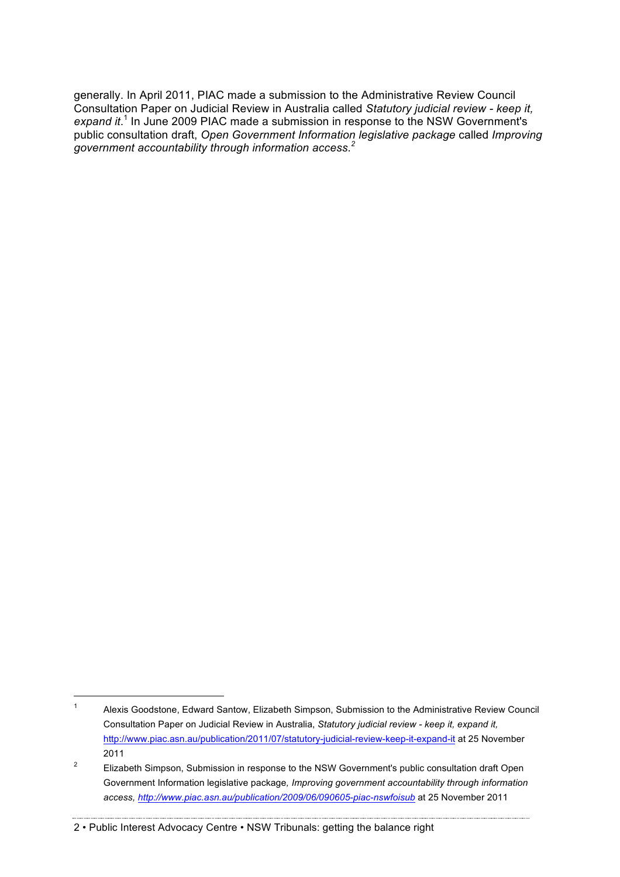generally. In April 2011, PIAC made a submission to the Administrative Review Council Consultation Paper on Judicial Review in Australia called *Statutory judicial review - keep it, expand it*.[1] In June 2009 PIAC made a submission in response to the NSW Government's public consultation draft, *Open Government Information legislative package* called *Improving government accountability through information access.*[2]

---

[1] Alexis Goodstone, Edward Santow, Elizabeth Simpson, Submission to the Administrative Review Council Consultation Paper on Judicial Review in Australia, *Statutory judicial review - keep it, expand it,* http://www.piac.asn.au/publication/2011/07/statutory-judicial-review-keep-it-expand-it at 25 November 2011

[2] Elizabeth Simpson, Submission in response to the NSW Government's public consultation draft Open Government Information legislative package*, Improving government accountability through information access, http://www.piac.asn.au/publication/2009/06/090605-piac-nswfoisub* at 25 November 2011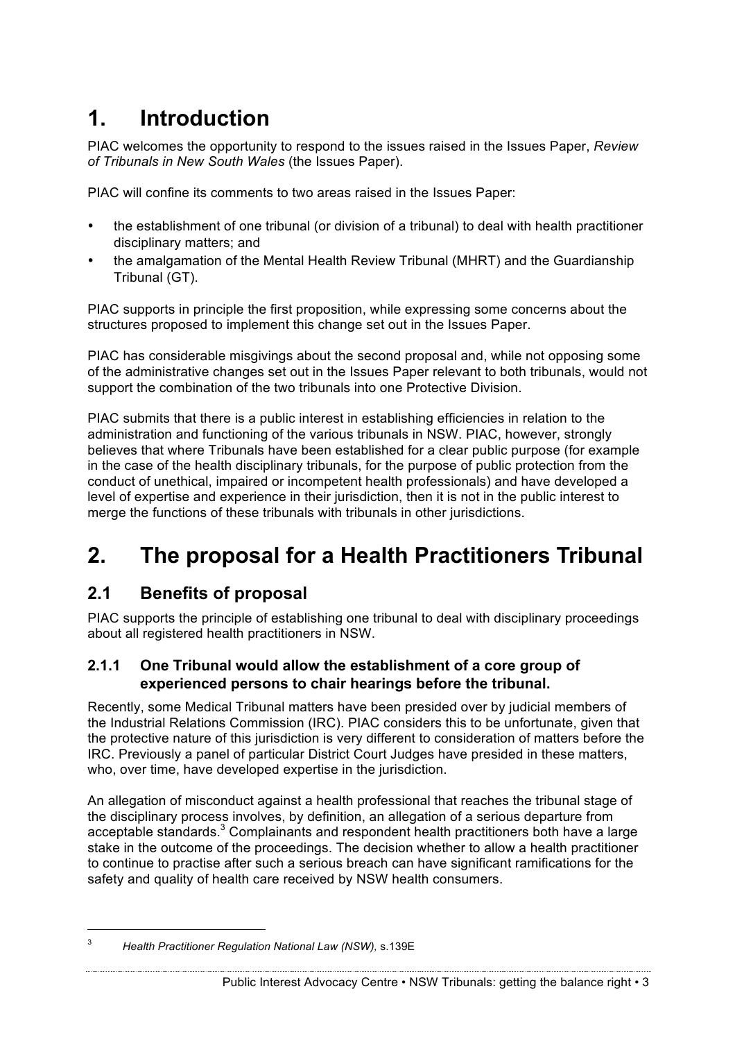# 1. Introduction

PIAC welcomes the opportunity to respond to the issues raised in the Issues Paper, *Review of Tribunals in New South Wales* (the Issues Paper).

PIAC will confine its comments to two areas raised in the Issues Paper:

- the establishment of one tribunal (or division of a tribunal) to deal with health practitioner disciplinary matters; and
- the amalgamation of the Mental Health Review Tribunal (MHRT) and the Guardianship Tribunal (GT).

PIAC supports in principle the first proposition, while expressing some concerns about the structures proposed to implement this change set out in the Issues Paper.

PIAC has considerable misgivings about the second proposal and, while not opposing some of the administrative changes set out in the Issues Paper relevant to both tribunals, would not support the combination of the two tribunals into one Protective Division.

PIAC submits that there is a public interest in establishing efficiencies in relation to the administration and functioning of the various tribunals in NSW. PIAC, however, strongly believes that where Tribunals have been established for a clear public purpose (for example in the case of the health disciplinary tribunals, for the purpose of public protection from the conduct of unethical, impaired or incompetent health professionals) and have developed a level of expertise and experience in their jurisdiction, then it is not in the public interest to merge the functions of these tribunals with tribunals in other jurisdictions.

# 2. The proposal for a Health Practitioners Tribunal

## 2.1 Benefits of proposal

PIAC supports the principle of establishing one tribunal to deal with disciplinary proceedings about all registered health practitioners in NSW.

### 2.1.1 One Tribunal would allow the establishment of a core group of experienced persons to chair hearings before the tribunal.

Recently, some Medical Tribunal matters have been presided over by judicial members of the Industrial Relations Commission (IRC). PIAC considers this to be unfortunate, given that the protective nature of this jurisdiction is very different to consideration of matters before the IRC. Previously a panel of particular District Court Judges have presided in these matters, who, over time, have developed expertise in the jurisdiction.

An allegation of misconduct against a health professional that reaches the tribunal stage of the disciplinary process involves, by definition, an allegation of a serious departure from acceptable standards.[3] Complainants and respondent health practitioners both have a large stake in the outcome of the proceedings. The decision whether to allow a health practitioner to continue to practise after such a serious breach can have significant ramifications for the safety and quality of health care received by NSW health consumers.

---

[3] *Health Practitioner Regulation National Law (NSW)*, s.139E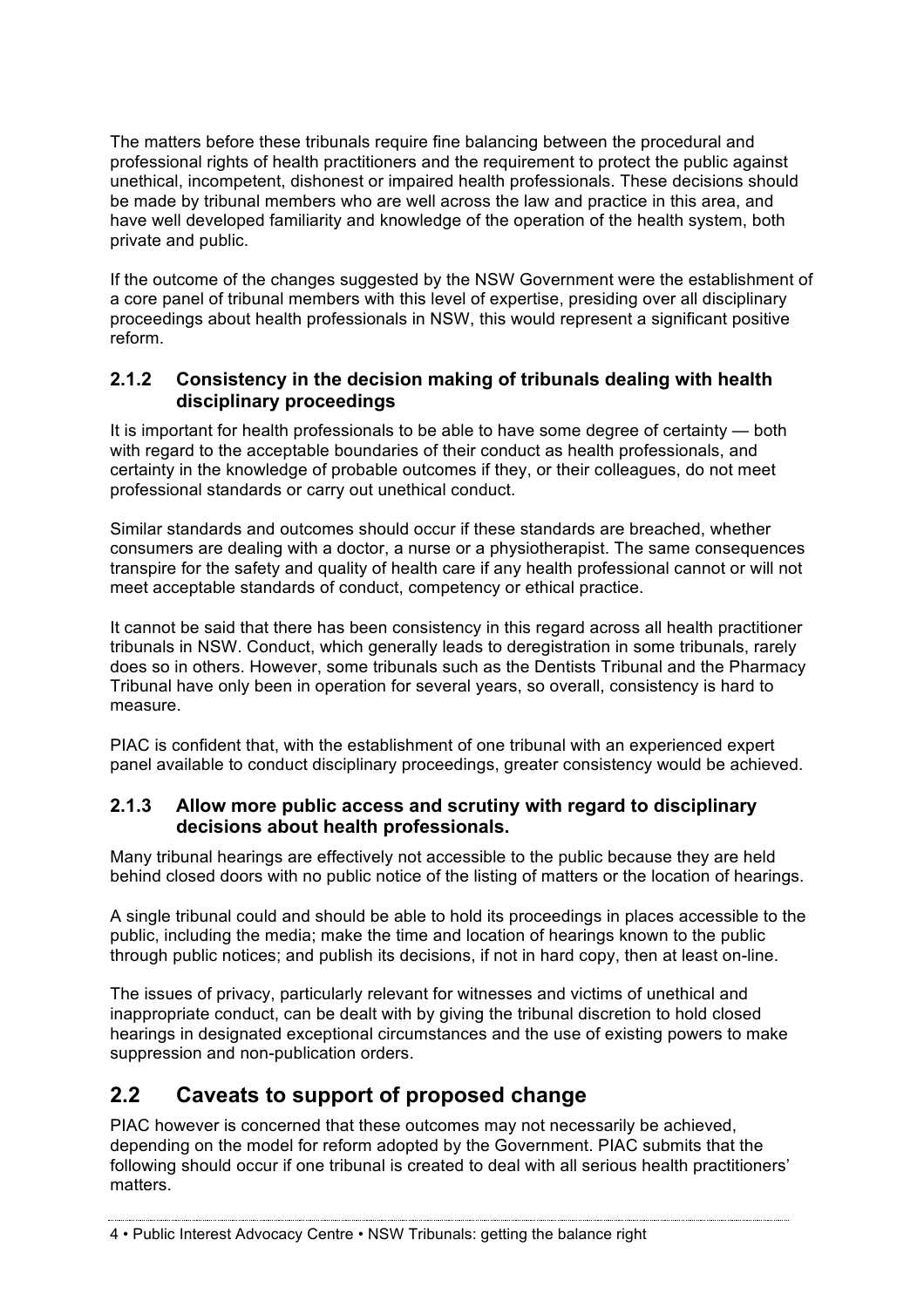The matters before these tribunals require fine balancing between the procedural and professional rights of health practitioners and the requirement to protect the public against unethical, incompetent, dishonest or impaired health professionals. These decisions should be made by tribunal members who are well across the law and practice in this area, and have well developed familiarity and knowledge of the operation of the health system, both private and public.

If the outcome of the changes suggested by the NSW Government were the establishment of a core panel of tribunal members with this level of expertise, presiding over all disciplinary proceedings about health professionals in NSW, this would represent a significant positive reform.

### 2.1.2 Consistency in the decision making of tribunals dealing with health disciplinary proceedings

It is important for health professionals to be able to have some degree of certainty — both with regard to the acceptable boundaries of their conduct as health professionals, and certainty in the knowledge of probable outcomes if they, or their colleagues, do not meet professional standards or carry out unethical conduct.

Similar standards and outcomes should occur if these standards are breached, whether consumers are dealing with a doctor, a nurse or a physiotherapist. The same consequences transpire for the safety and quality of health care if any health professional cannot or will not meet acceptable standards of conduct, competency or ethical practice.

It cannot be said that there has been consistency in this regard across all health practitioner tribunals in NSW. Conduct, which generally leads to deregistration in some tribunals, rarely does so in others. However, some tribunals such as the Dentists Tribunal and the Pharmacy Tribunal have only been in operation for several years, so overall, consistency is hard to measure.

PIAC is confident that, with the establishment of one tribunal with an experienced expert panel available to conduct disciplinary proceedings, greater consistency would be achieved.

### 2.1.3 Allow more public access and scrutiny with regard to disciplinary decisions about health professionals.

Many tribunal hearings are effectively not accessible to the public because they are held behind closed doors with no public notice of the listing of matters or the location of hearings.

A single tribunal could and should be able to hold its proceedings in places accessible to the public, including the media; make the time and location of hearings known to the public through public notices; and publish its decisions, if not in hard copy, then at least on-line.

The issues of privacy, particularly relevant for witnesses and victims of unethical and inappropriate conduct, can be dealt with by giving the tribunal discretion to hold closed hearings in designated exceptional circumstances and the use of existing powers to make suppression and non-publication orders.

## 2.2 Caveats to support of proposed change

PIAC however is concerned that these outcomes may not necessarily be achieved, depending on the model for reform adopted by the Government. PIAC submits that the following should occur if one tribunal is created to deal with all serious health practitioners' matters.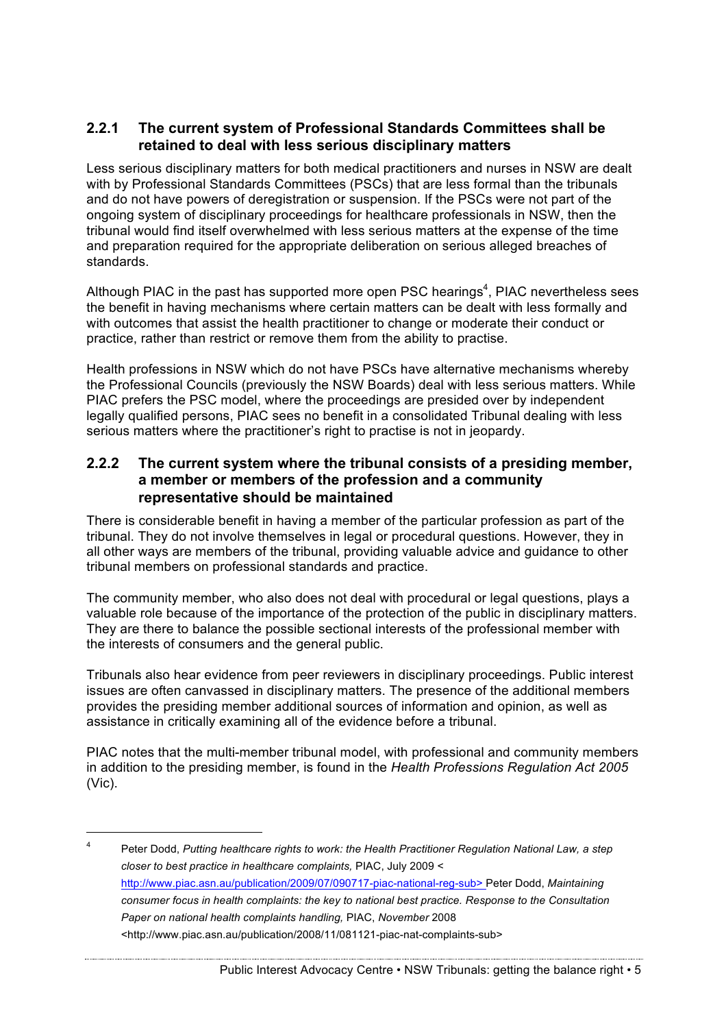### 2.2.1 The current system of Professional Standards Committees shall be retained to deal with less serious disciplinary matters

Less serious disciplinary matters for both medical practitioners and nurses in NSW are dealt with by Professional Standards Committees (PSCs) that are less formal than the tribunals and do not have powers of deregistration or suspension. If the PSCs were not part of the ongoing system of disciplinary proceedings for healthcare professionals in NSW, then the tribunal would find itself overwhelmed with less serious matters at the expense of the time and preparation required for the appropriate deliberation on serious alleged breaches of standards.

Although PIAC in the past has supported more open PSC hearings[4], PIAC nevertheless sees the benefit in having mechanisms where certain matters can be dealt with less formally and with outcomes that assist the health practitioner to change or moderate their conduct or practice, rather than restrict or remove them from the ability to practise.

Health professions in NSW which do not have PSCs have alternative mechanisms whereby the Professional Councils (previously the NSW Boards) deal with less serious matters. While PIAC prefers the PSC model, where the proceedings are presided over by independent legally qualified persons, PIAC sees no benefit in a consolidated Tribunal dealing with less serious matters where the practitioner's right to practise is not in jeopardy.

### 2.2.2 The current system where the tribunal consists of a presiding member, a member or members of the profession and a community representative should be maintained

There is considerable benefit in having a member of the particular profession as part of the tribunal. They do not involve themselves in legal or procedural questions. However, they in all other ways are members of the tribunal, providing valuable advice and guidance to other tribunal members on professional standards and practice.

The community member, who also does not deal with procedural or legal questions, plays a valuable role because of the importance of the protection of the public in disciplinary matters. They are there to balance the possible sectional interests of the professional member with the interests of consumers and the general public.

Tribunals also hear evidence from peer reviewers in disciplinary proceedings. Public interest issues are often canvassed in disciplinary matters. The presence of the additional members provides the presiding member additional sources of information and opinion, as well as assistance in critically examining all of the evidence before a tribunal.

PIAC notes that the multi-member tribunal model, with professional and community members in addition to the presiding member, is found in the *Health Professions Regulation Act 2005* (Vic).

---

[4] Peter Dodd, *Putting healthcare rights to work: the Health Practitioner Regulation National Law, a step closer to best practice in healthcare complaints,* PIAC, July 2009 <http://www.piac.asn.au/publication/2009/07/090717-piac-national-reg-sub> Peter Dodd, *Maintaining consumer focus in health complaints: the key to national best practice. Response to the Consultation Paper on national health complaints handling,* PIAC, *November* 2008 <http://www.piac.asn.au/publication/2008/11/081121-piac-nat-complaints-sub>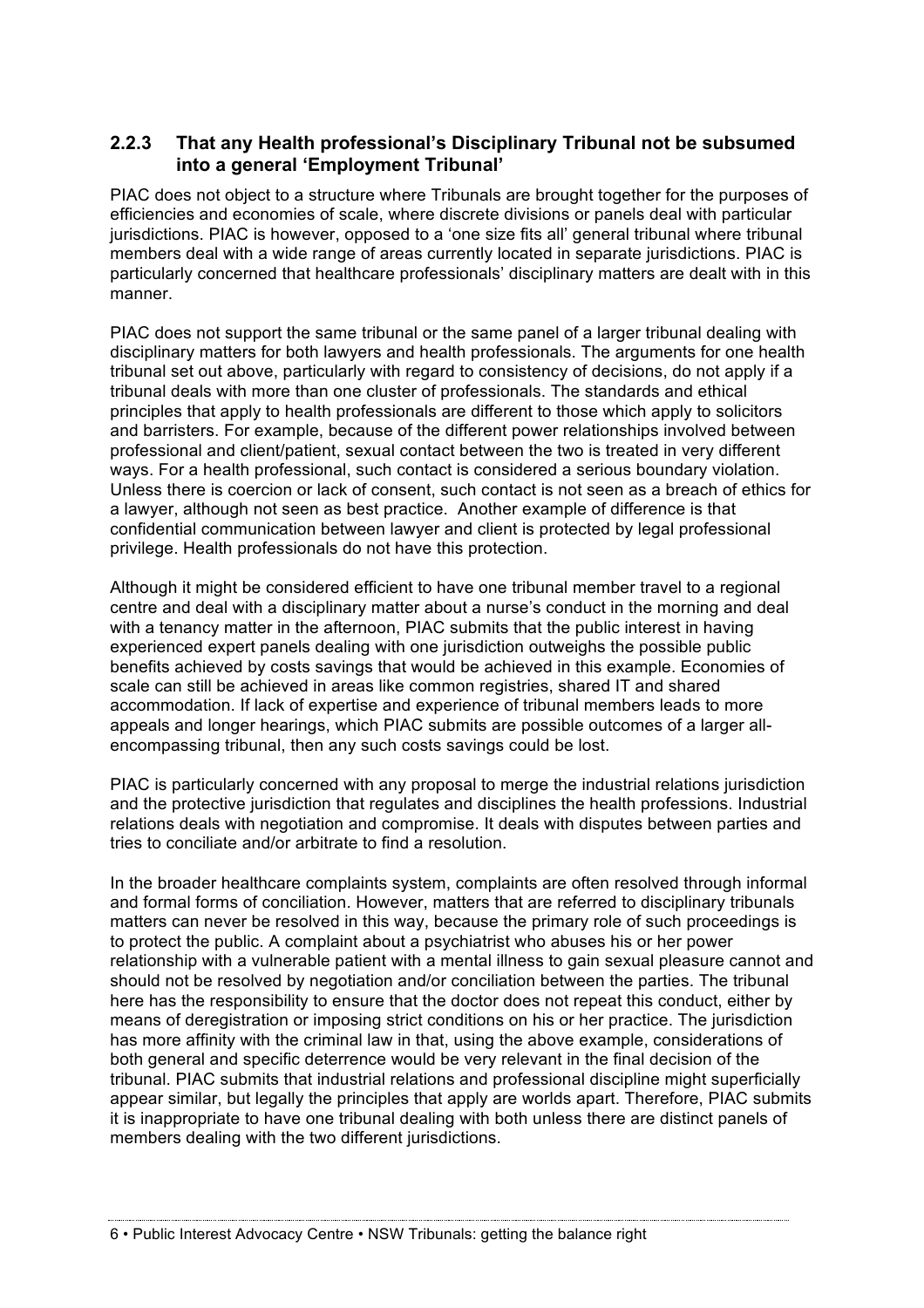### 2.2.3 That any Health professional's Disciplinary Tribunal not be subsumed into a general 'Employment Tribunal'

PIAC does not object to a structure where Tribunals are brought together for the purposes of efficiencies and economies of scale, where discrete divisions or panels deal with particular jurisdictions. PIAC is however, opposed to a 'one size fits all' general tribunal where tribunal members deal with a wide range of areas currently located in separate jurisdictions. PIAC is particularly concerned that healthcare professionals' disciplinary matters are dealt with in this manner.

PIAC does not support the same tribunal or the same panel of a larger tribunal dealing with disciplinary matters for both lawyers and health professionals. The arguments for one health tribunal set out above, particularly with regard to consistency of decisions, do not apply if a tribunal deals with more than one cluster of professionals. The standards and ethical principles that apply to health professionals are different to those which apply to solicitors and barristers. For example, because of the different power relationships involved between professional and client/patient, sexual contact between the two is treated in very different ways. For a health professional, such contact is considered a serious boundary violation. Unless there is coercion or lack of consent, such contact is not seen as a breach of ethics for a lawyer, although not seen as best practice. Another example of difference is that confidential communication between lawyer and client is protected by legal professional privilege. Health professionals do not have this protection.

Although it might be considered efficient to have one tribunal member travel to a regional centre and deal with a disciplinary matter about a nurse's conduct in the morning and deal with a tenancy matter in the afternoon, PIAC submits that the public interest in having experienced expert panels dealing with one jurisdiction outweighs the possible public benefits achieved by costs savings that would be achieved in this example. Economies of scale can still be achieved in areas like common registries, shared IT and shared accommodation. If lack of expertise and experience of tribunal members leads to more appeals and longer hearings, which PIAC submits are possible outcomes of a larger all-encompassing tribunal, then any such costs savings could be lost.

PIAC is particularly concerned with any proposal to merge the industrial relations jurisdiction and the protective jurisdiction that regulates and disciplines the health professions. Industrial relations deals with negotiation and compromise. It deals with disputes between parties and tries to conciliate and/or arbitrate to find a resolution.

In the broader healthcare complaints system, complaints are often resolved through informal and formal forms of conciliation. However, matters that are referred to disciplinary tribunals matters can never be resolved in this way, because the primary role of such proceedings is to protect the public. A complaint about a psychiatrist who abuses his or her power relationship with a vulnerable patient with a mental illness to gain sexual pleasure cannot and should not be resolved by negotiation and/or conciliation between the parties. The tribunal here has the responsibility to ensure that the doctor does not repeat this conduct, either by means of deregistration or imposing strict conditions on his or her practice. The jurisdiction has more affinity with the criminal law in that, using the above example, considerations of both general and specific deterrence would be very relevant in the final decision of the tribunal. PIAC submits that industrial relations and professional discipline might superficially appear similar, but legally the principles that apply are worlds apart. Therefore, PIAC submits it is inappropriate to have one tribunal dealing with both unless there are distinct panels of members dealing with the two different jurisdictions.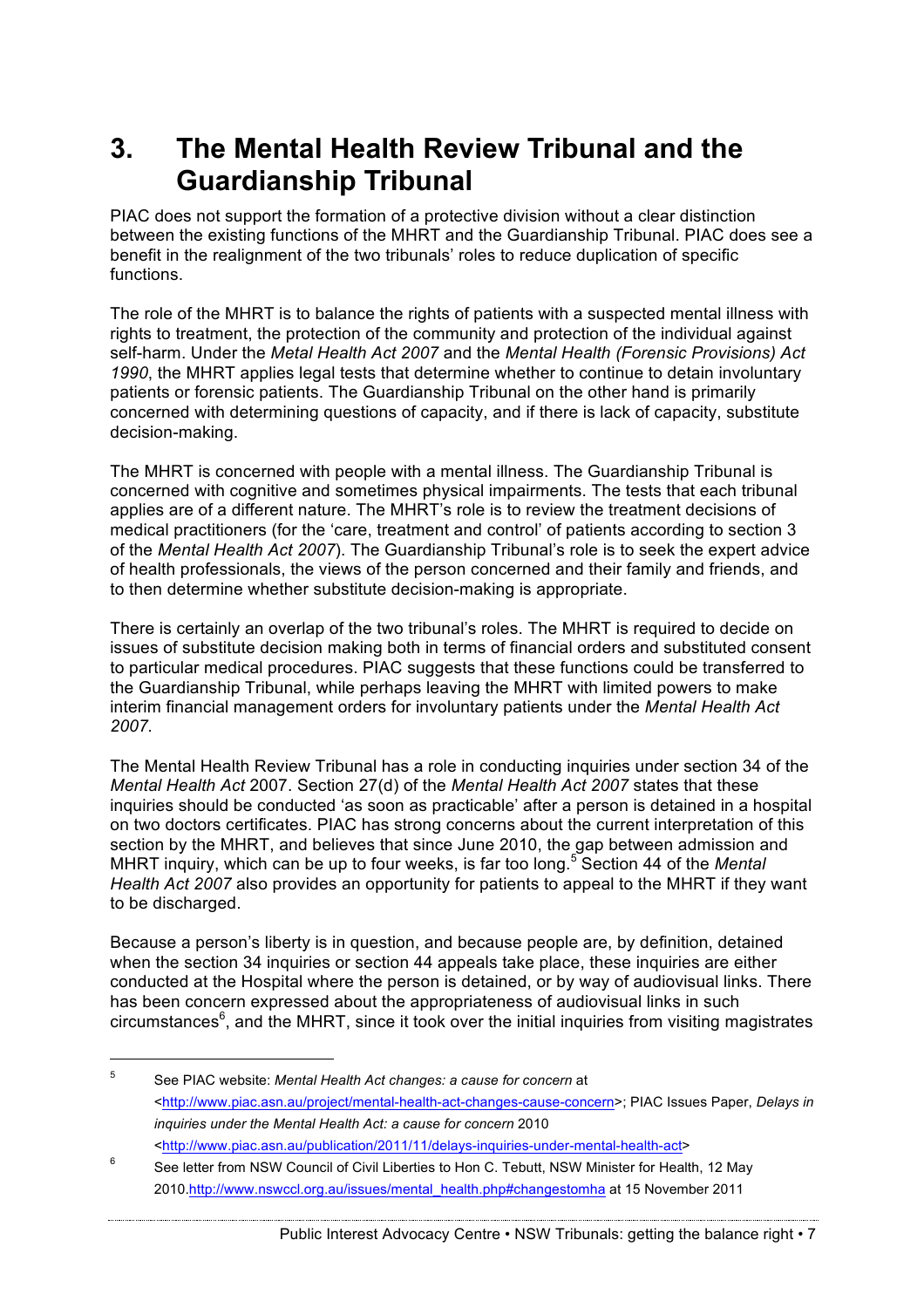# 3. The Mental Health Review Tribunal and the Guardianship Tribunal

PIAC does not support the formation of a protective division without a clear distinction between the existing functions of the MHRT and the Guardianship Tribunal. PIAC does see a benefit in the realignment of the two tribunals' roles to reduce duplication of specific functions.

The role of the MHRT is to balance the rights of patients with a suspected mental illness with rights to treatment, the protection of the community and protection of the individual against self-harm. Under the *Metal Health Act 2007* and the *Mental Health (Forensic Provisions) Act 1990*, the MHRT applies legal tests that determine whether to continue to detain involuntary patients or forensic patients. The Guardianship Tribunal on the other hand is primarily concerned with determining questions of capacity, and if there is lack of capacity, substitute decision-making.

The MHRT is concerned with people with a mental illness. The Guardianship Tribunal is concerned with cognitive and sometimes physical impairments. The tests that each tribunal applies are of a different nature. The MHRT's role is to review the treatment decisions of medical practitioners (for the 'care, treatment and control' of patients according to section 3 of the *Mental Health Act 2007*). The Guardianship Tribunal's role is to seek the expert advice of health professionals, the views of the person concerned and their family and friends, and to then determine whether substitute decision-making is appropriate.

There is certainly an overlap of the two tribunal's roles. The MHRT is required to decide on issues of substitute decision making both in terms of financial orders and substituted consent to particular medical procedures. PIAC suggests that these functions could be transferred to the Guardianship Tribunal, while perhaps leaving the MHRT with limited powers to make interim financial management orders for involuntary patients under the *Mental Health Act 2007.*

The Mental Health Review Tribunal has a role in conducting inquiries under section 34 of the *Mental Health Act* 2007. Section 27(d) of the *Mental Health Act 2007* states that these inquiries should be conducted 'as soon as practicable' after a person is detained in a hospital on two doctors certificates. PIAC has strong concerns about the current interpretation of this section by the MHRT, and believes that since June 2010, the gap between admission and MHRT inquiry, which can be up to four weeks, is far too long.[5] Section 44 of the *Mental Health Act 2007* also provides an opportunity for patients to appeal to the MHRT if they want to be discharged.

Because a person's liberty is in question, and because people are, by definition, detained when the section 34 inquiries or section 44 appeals take place, these inquiries are either conducted at the Hospital where the person is detained, or by way of audiovisual links. There has been concern expressed about the appropriateness of audiovisual links in such circumstances[6], and the MHRT, since it took over the initial inquiries from visiting magistrates

---

[5] See PIAC website: *Mental Health Act changes: a cause for concern* at <http://www.piac.asn.au/project/mental-health-act-changes-cause-concern>; PIAC Issues Paper, *Delays in inquiries under the Mental Health Act: a cause for concern* 2010 <http://www.piac.asn.au/publication/2011/11/delays-inquiries-under-mental-health-act>

[6] See letter from NSW Council of Civil Liberties to Hon C. Tebutt, NSW Minister for Health, 12 May 2010.http://www.nswccl.org.au/issues/mental_health.php#changestomha at 15 November 2011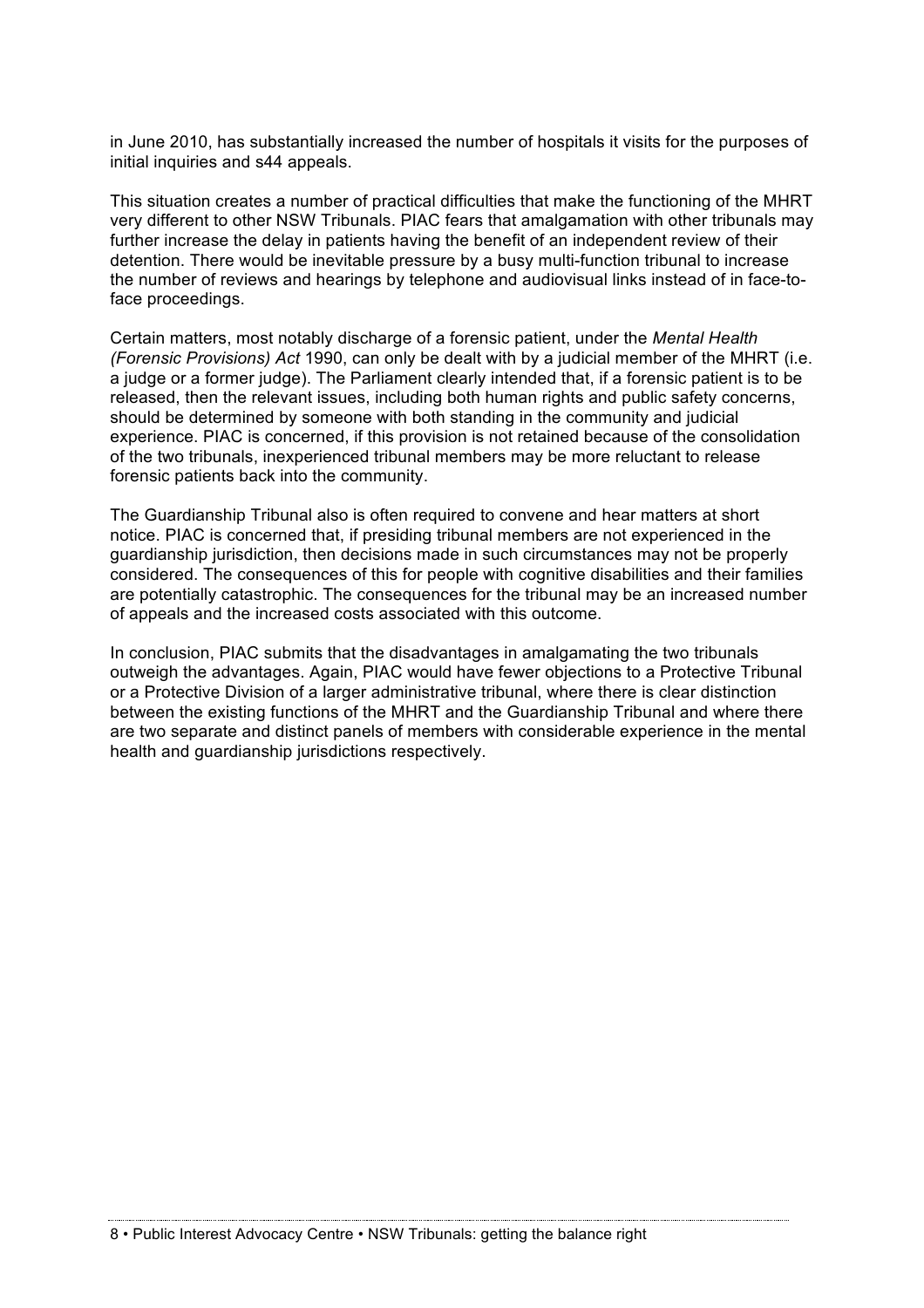in June 2010, has substantially increased the number of hospitals it visits for the purposes of initial inquiries and s44 appeals.

This situation creates a number of practical difficulties that make the functioning of the MHRT very different to other NSW Tribunals. PIAC fears that amalgamation with other tribunals may further increase the delay in patients having the benefit of an independent review of their detention. There would be inevitable pressure by a busy multi-function tribunal to increase the number of reviews and hearings by telephone and audiovisual links instead of in face-to-face proceedings.

Certain matters, most notably discharge of a forensic patient, under the *Mental Health (Forensic Provisions) Act* 1990, can only be dealt with by a judicial member of the MHRT (i.e. a judge or a former judge). The Parliament clearly intended that, if a forensic patient is to be released, then the relevant issues, including both human rights and public safety concerns, should be determined by someone with both standing in the community and judicial experience. PIAC is concerned, if this provision is not retained because of the consolidation of the two tribunals, inexperienced tribunal members may be more reluctant to release forensic patients back into the community.

The Guardianship Tribunal also is often required to convene and hear matters at short notice. PIAC is concerned that, if presiding tribunal members are not experienced in the guardianship jurisdiction, then decisions made in such circumstances may not be properly considered. The consequences of this for people with cognitive disabilities and their families are potentially catastrophic. The consequences for the tribunal may be an increased number of appeals and the increased costs associated with this outcome.

In conclusion, PIAC submits that the disadvantages in amalgamating the two tribunals outweigh the advantages. Again, PIAC would have fewer objections to a Protective Tribunal or a Protective Division of a larger administrative tribunal, where there is clear distinction between the existing functions of the MHRT and the Guardianship Tribunal and where there are two separate and distinct panels of members with considerable experience in the mental health and guardianship jurisdictions respectively.